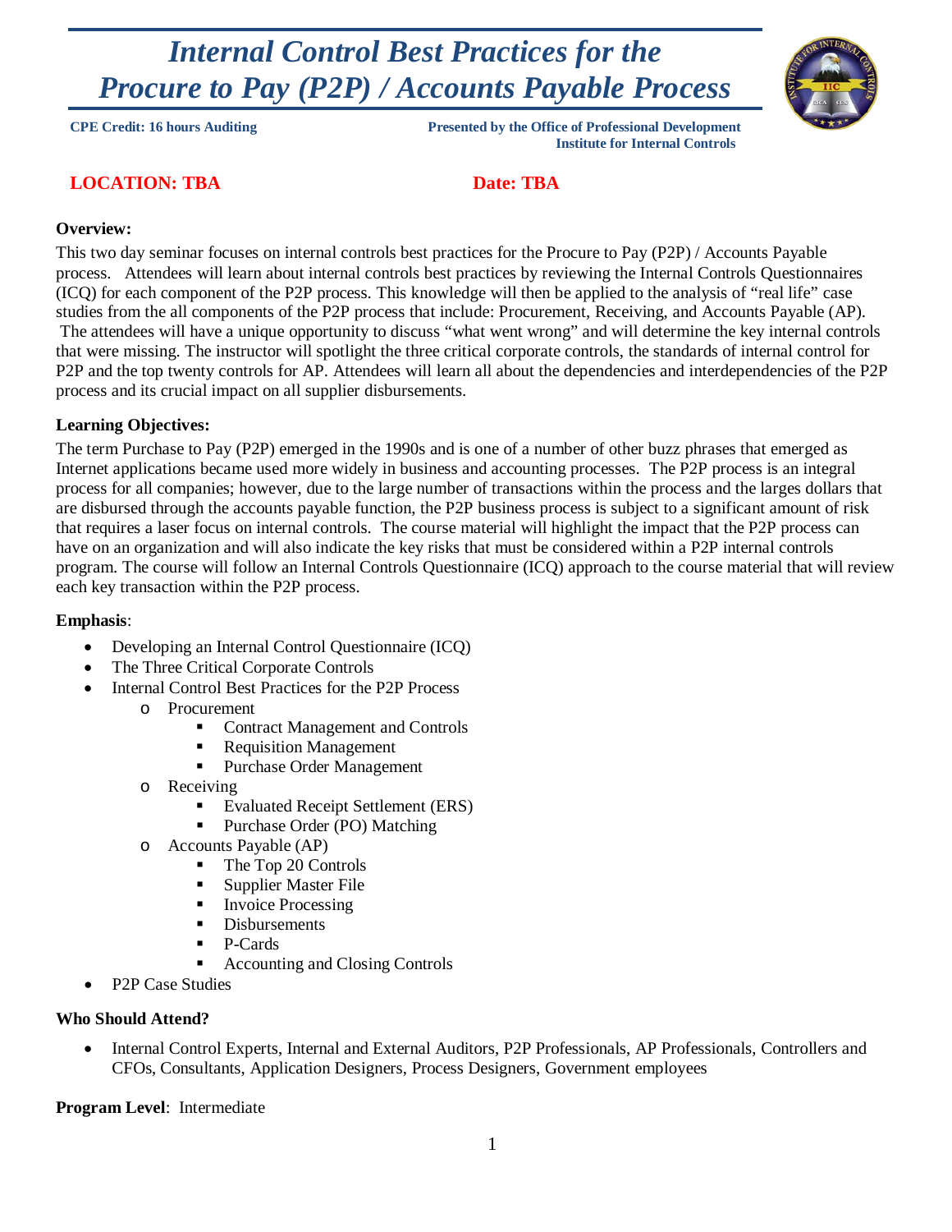# *Internal Control Best Practices for the Procure to Pay (P2P) / Accounts Payable Process*

**CPE Credit: 16 hours Auditing**

**Presented by the Office of Professional Development**
**Institute for Internal Controls**

**LOCATION: TBA**

**Date: TBA**

**Overview:**

This two day seminar focuses on internal controls best practices for the Procure to Pay (P2P) / Accounts Payable process. Attendees will learn about internal controls best practices by reviewing the Internal Controls Questionnaires (ICQ) for each component of the P2P process. This knowledge will then be applied to the analysis of "real life" case studies from the all components of the P2P process that include: Procurement, Receiving, and Accounts Payable (AP). The attendees will have a unique opportunity to discuss "what went wrong" and will determine the key internal controls that were missing. The instructor will spotlight the three critical corporate controls, the standards of internal control for P2P and the top twenty controls for AP. Attendees will learn all about the dependencies and interdependencies of the P2P process and its crucial impact on all supplier disbursements.

**Learning Objectives:**

The term Purchase to Pay (P2P) emerged in the 1990s and is one of a number of other buzz phrases that emerged as Internet applications became used more widely in business and accounting processes. The P2P process is an integral process for all companies; however, due to the large number of transactions within the process and the larges dollars that are disbursed through the accounts payable function, the P2P business process is subject to a significant amount of risk that requires a laser focus on internal controls. The course material will highlight the impact that the P2P process can have on an organization and will also indicate the key risks that must be considered within a P2P internal controls program. The course will follow an Internal Controls Questionnaire (ICQ) approach to the course material that will review each key transaction within the P2P process.

**Emphasis**:

- Developing an Internal Control Questionnaire (ICQ)
- The Three Critical Corporate Controls
- Internal Control Best Practices for the P2P Process
  - Procurement
    - Contract Management and Controls
    - Requisition Management
    - Purchase Order Management
  - Receiving
    - Evaluated Receipt Settlement (ERS)
    - Purchase Order (PO) Matching
  - Accounts Payable (AP)
    - The Top 20 Controls
    - Supplier Master File
    - Invoice Processing
    - Disbursements
    - P-Cards
    - Accounting and Closing Controls
- P2P Case Studies

**Who Should Attend?**

- Internal Control Experts, Internal and External Auditors, P2P Professionals, AP Professionals, Controllers and CFOs, Consultants, Application Designers, Process Designers, Government employees

**Program Level**: Intermediate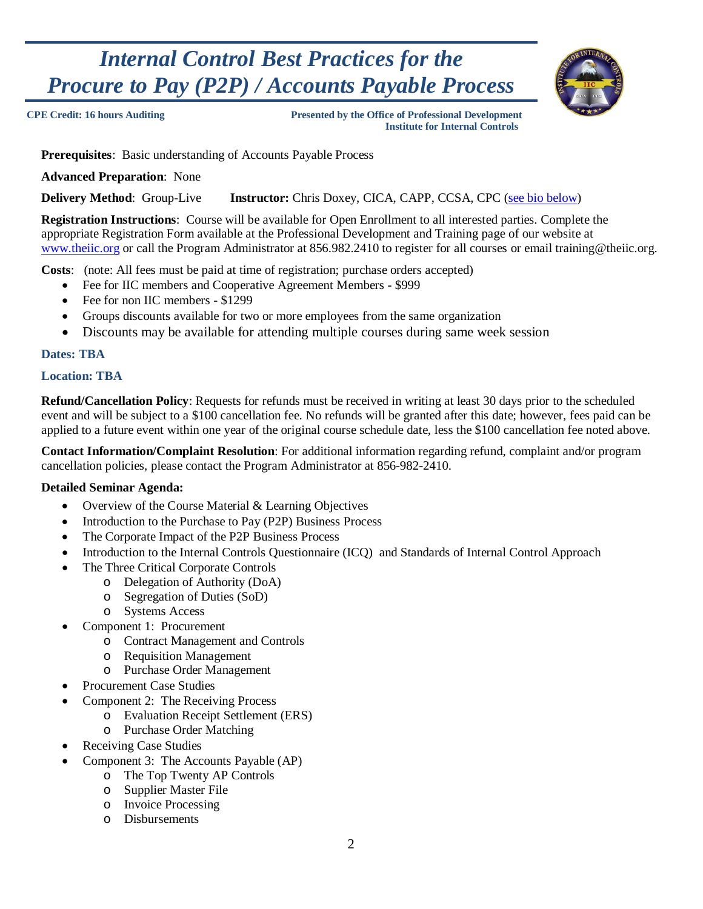# *Internal Control Best Practices for the Procure to Pay (P2P) / Accounts Payable Process*

**CPE Credit: 16 hours Auditing**

**Presented by the Office of Professional Development Institute for Internal Controls**

**Prerequisites**: Basic understanding of Accounts Payable Process

**Advanced Preparation**: None

**Delivery Method**: Group-Live  **Instructor:** Chris Doxey, CICA, CAPP, CCSA, CPC (see bio below)

**Registration Instructions**: Course will be available for Open Enrollment to all interested parties. Complete the appropriate Registration Form available at the Professional Development and Training page of our website at www.theiic.org or call the Program Administrator at 856.982.2410 to register for all courses or email training@theiic.org.

**Costs**: (note: All fees must be paid at time of registration; purchase orders accepted)

- Fee for IIC members and Cooperative Agreement Members - $999
- Fee for non IIC members - $1299
- Groups discounts available for two or more employees from the same organization
- Discounts may be available for attending multiple courses during same week session

**Dates: TBA**

**Location: TBA**

**Refund/Cancellation Policy**: Requests for refunds must be received in writing at least 30 days prior to the scheduled event and will be subject to a $100 cancellation fee. No refunds will be granted after this date; however, fees paid can be applied to a future event within one year of the original course schedule date, less the $100 cancellation fee noted above.

**Contact Information/Complaint Resolution**: For additional information regarding refund, complaint and/or program cancellation policies, please contact the Program Administrator at 856-982-2410.

**Detailed Seminar Agenda:**

- Overview of the Course Material & Learning Objectives
- Introduction to the Purchase to Pay (P2P) Business Process
- The Corporate Impact of the P2P Business Process
- Introduction to the Internal Controls Questionnaire (ICQ) and Standards of Internal Control Approach
- The Three Critical Corporate Controls
  - Delegation of Authority (DoA)
  - Segregation of Duties (SoD)
  - Systems Access
- Component 1: Procurement
  - Contract Management and Controls
  - Requisition Management
  - Purchase Order Management
- Procurement Case Studies
- Component 2: The Receiving Process
  - Evaluation Receipt Settlement (ERS)
  - Purchase Order Matching
- Receiving Case Studies
- Component 3: The Accounts Payable (AP)
  - The Top Twenty AP Controls
  - Supplier Master File
  - Invoice Processing
  - Disbursements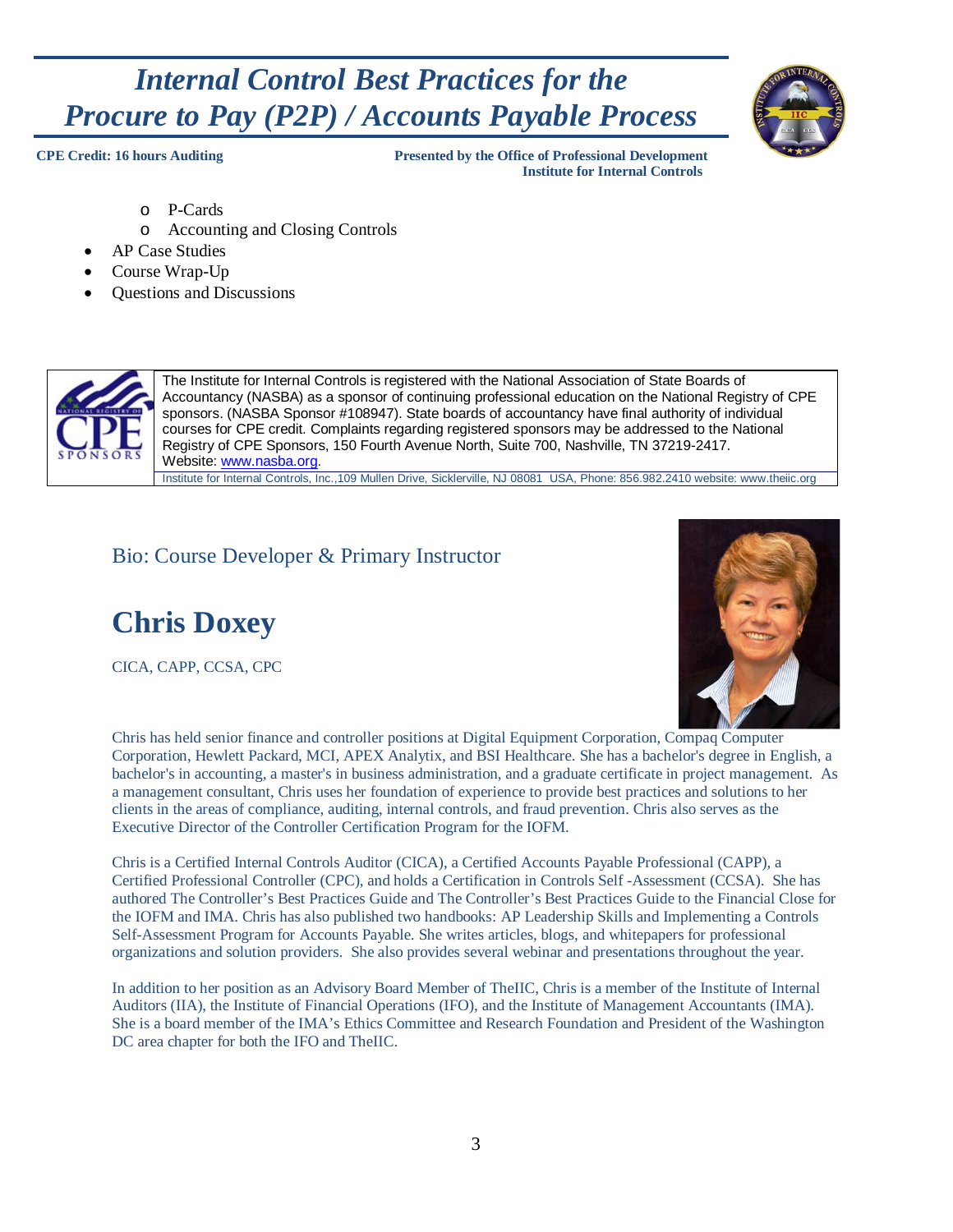- P-Cards
- Accounting and Closing Controls

- AP Case Studies
- Course Wrap-Up
- Questions and Discussions

The Institute for Internal Controls is registered with the National Association of State Boards of Accountancy (NASBA) as a sponsor of continuing professional education on the National Registry of CPE sponsors. (NASBA Sponsor #108947). State boards of accountancy have final authority of individual courses for CPE credit. Complaints regarding registered sponsors may be addressed to the National Registry of CPE Sponsors, 150 Fourth Avenue North, Suite 700, Nashville, TN 37219-2417. Website: www.nasba.org.

Institute for Internal Controls, Inc.,109 Mullen Drive, Sicklerville, NJ 08081 USA, Phone: 856.982.2410 website: www.theiic.org

## Bio: Course Developer & Primary Instructor

# Chris Doxey

CICA, CAPP, CCSA, CPC

Chris has held senior finance and controller positions at Digital Equipment Corporation, Compaq Computer Corporation, Hewlett Packard, MCI, APEX Analytix, and BSI Healthcare. She has a bachelor's degree in English, a bachelor's in accounting, a master's in business administration, and a graduate certificate in project management. As a management consultant, Chris uses her foundation of experience to provide best practices and solutions to her clients in the areas of compliance, auditing, internal controls, and fraud prevention. Chris also serves as the Executive Director of the Controller Certification Program for the IOFM.

Chris is a Certified Internal Controls Auditor (CICA), a Certified Accounts Payable Professional (CAPP), a Certified Professional Controller (CPC), and holds a Certification in Controls Self -Assessment (CCSA). She has authored The Controller's Best Practices Guide and The Controller's Best Practices Guide to the Financial Close for the IOFM and IMA. Chris has also published two handbooks: AP Leadership Skills and Implementing a Controls Self-Assessment Program for Accounts Payable. She writes articles, blogs, and whitepapers for professional organizations and solution providers. She also provides several webinar and presentations throughout the year.

In addition to her position as an Advisory Board Member of TheIIC, Chris is a member of the Institute of Internal Auditors (IIA), the Institute of Financial Operations (IFO), and the Institute of Management Accountants (IMA). She is a board member of the IMA's Ethics Committee and Research Foundation and President of the Washington DC area chapter for both the IFO and TheIIC.